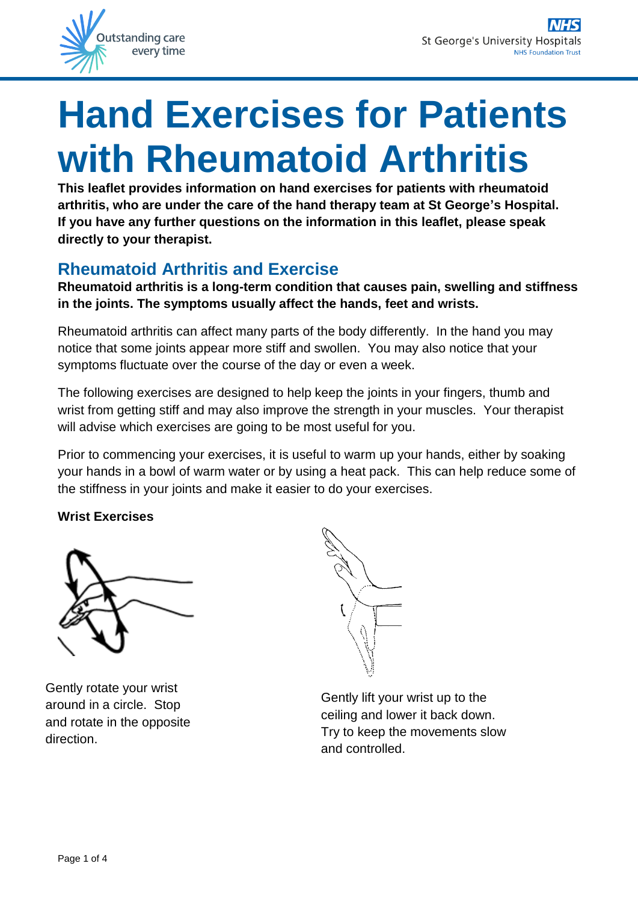# Hand Exercises for Patients with Rheumatoid Arthritis

**This leaflet provides information on hand exercises for patients with rheumatoid arthritis, who are under the care of the hand therapy team at St George's Hospital. If you have any further questions on the information in this leaflet, please speak directly to your therapist.**

## Rheumatoid Arthritis and Exercise

**Rheumatoid arthritis is a long-term condition that causes pain, swelling and stiffness in the joints. The symptoms usually affect the hands, feet and wrists.**

Rheumatoid arthritis can affect many parts of the body differently. In the hand you may notice that some joints appear more stiff and swollen. You may also notice that your symptoms fluctuate over the course of the day or even a week.

The following exercises are designed to help keep the joints in your fingers, thumb and wrist from getting stiff and may also improve the strength in your muscles. Your therapist will advise which exercises are going to be most useful for you.

Prior to commencing your exercises, it is useful to warm up your hands, either by soaking your hands in a bowl of warm water or by using a heat pack. This can help reduce some of the stiffness in your joints and make it easier to do your exercises.

**Wrist Exercises**

Gently rotate your wrist around in a circle. Stop and rotate in the opposite direction.

Gently lift your wrist up to the ceiling and lower it back down. Try to keep the movements slow and controlled.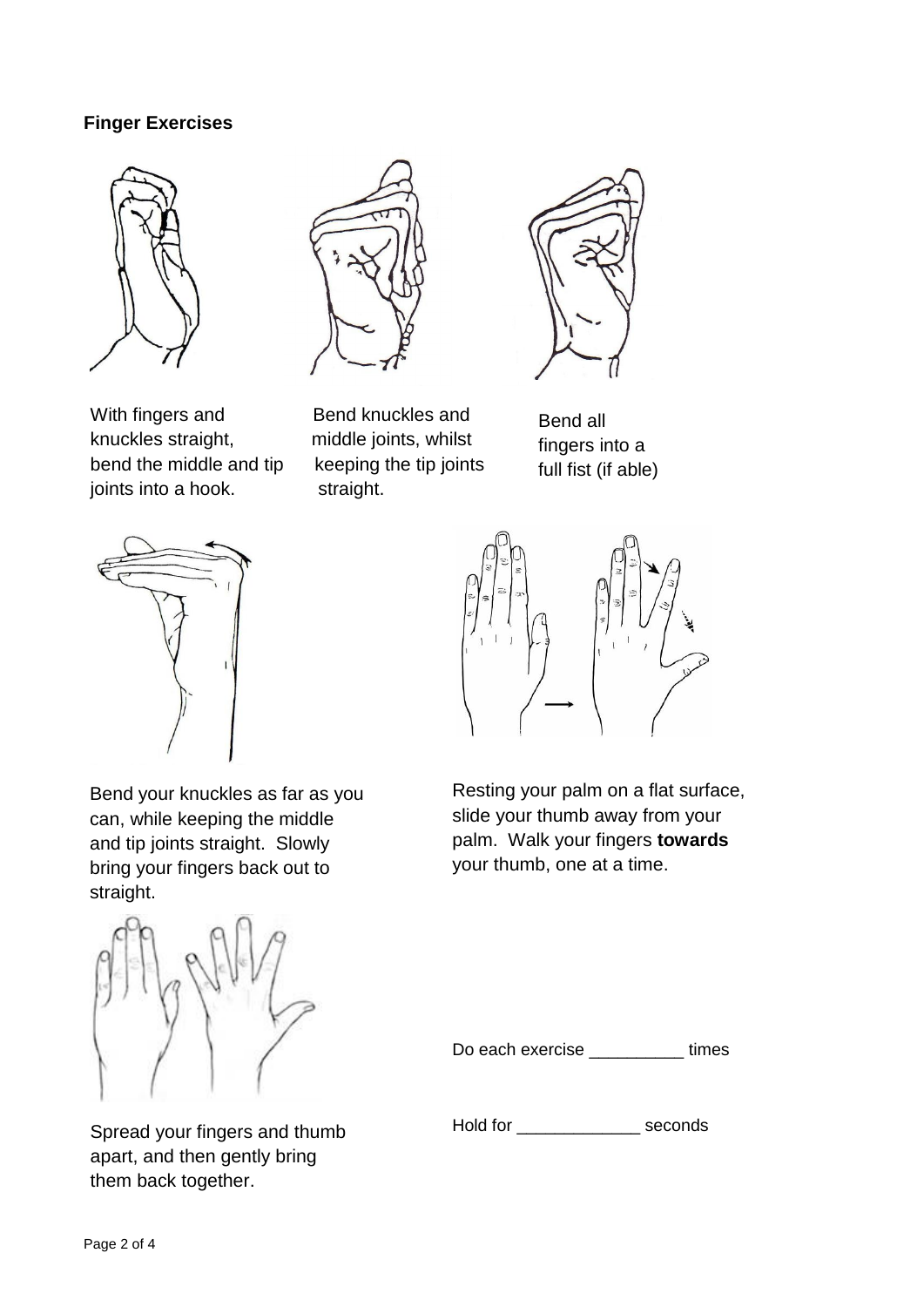**Finger Exercises**

With fingers and knuckles straight, bend the middle and tip joints into a hook.

Bend knuckles and middle joints, whilst keeping the tip joints straight.

Bend all fingers into a full fist (if able)

Bend your knuckles as far as you can, while keeping the middle and tip joints straight. Slowly bring your fingers back out to straight.

Resting your palm on a flat surface, slide your thumb away from your palm. Walk your fingers **towards** your thumb, one at a time.

Spread your fingers and thumb apart, and then gently bring them back together.

Do each exercise __________ times

Hold for _____________ seconds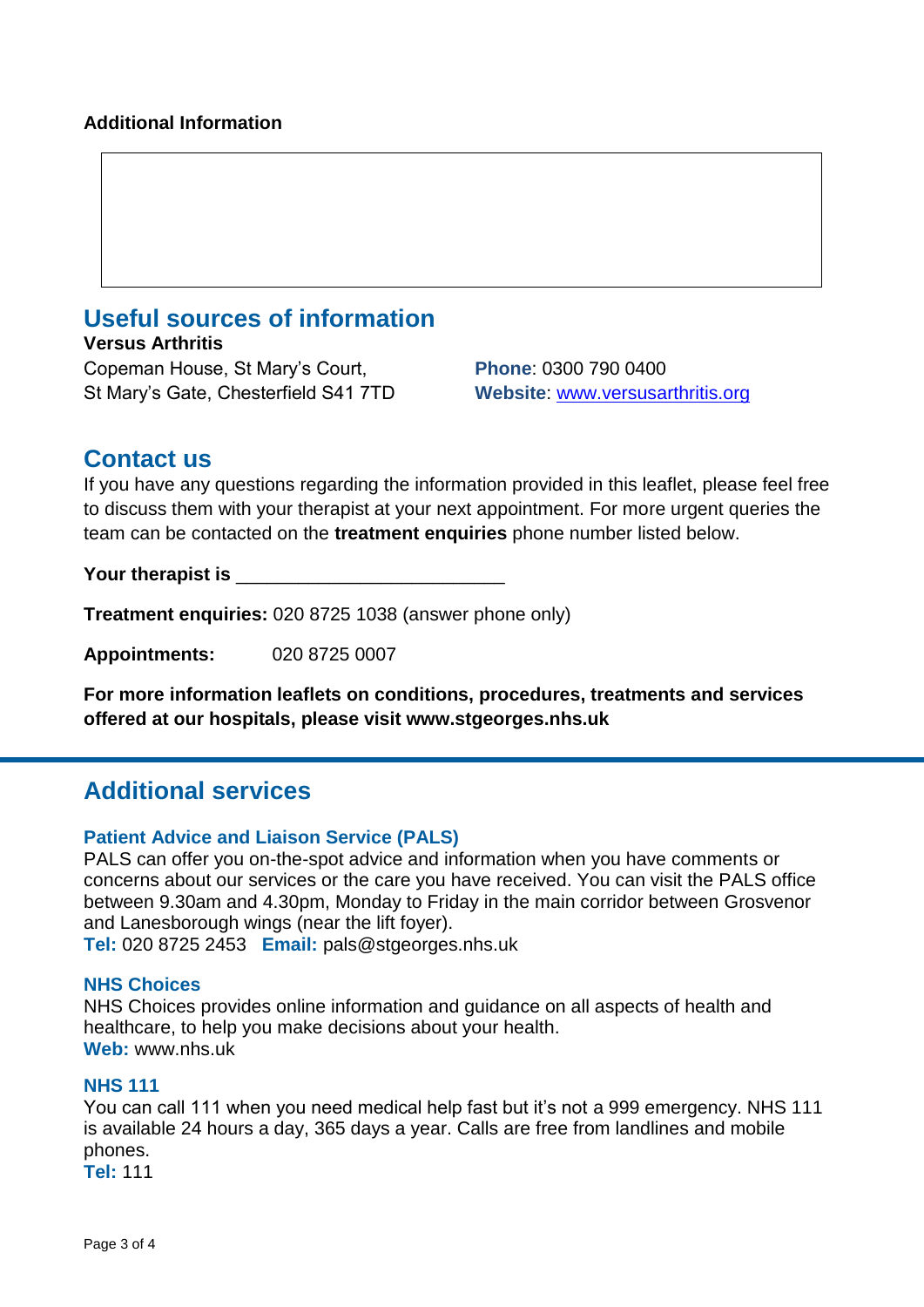**Additional Information**

## Useful sources of information

**Versus Arthritis**

Copeman House, St Mary's Court,
St Mary's Gate, Chesterfield S41 7TD

**Phone**: 0300 790 0400
**Website**: www.versusarthritis.org

## Contact us

If you have any questions regarding the information provided in this leaflet, please feel free to discuss them with your therapist at your next appointment. For more urgent queries the team can be contacted on the **treatment enquiries** phone number listed below.

**Your therapist is** _________________________

**Treatment enquiries:** 020 8725 1038 (answer phone only)

**Appointments:** 020 8725 0007

**For more information leaflets on conditions, procedures, treatments and services offered at our hospitals, please visit www.stgeorges.nhs.uk**

## Additional services

### Patient Advice and Liaison Service (PALS)

PALS can offer you on-the-spot advice and information when you have comments or concerns about our services or the care you have received. You can visit the PALS office between 9.30am and 4.30pm, Monday to Friday in the main corridor between Grosvenor and Lanesborough wings (near the lift foyer).
**Tel:** 020 8725 2453 **Email:** pals@stgeorges.nhs.uk

### NHS Choices

NHS Choices provides online information and guidance on all aspects of health and healthcare, to help you make decisions about your health.
**Web:** www.nhs.uk

### NHS 111

You can call 111 when you need medical help fast but it's not a 999 emergency. NHS 111 is available 24 hours a day, 365 days a year. Calls are free from landlines and mobile phones.
**Tel:** 111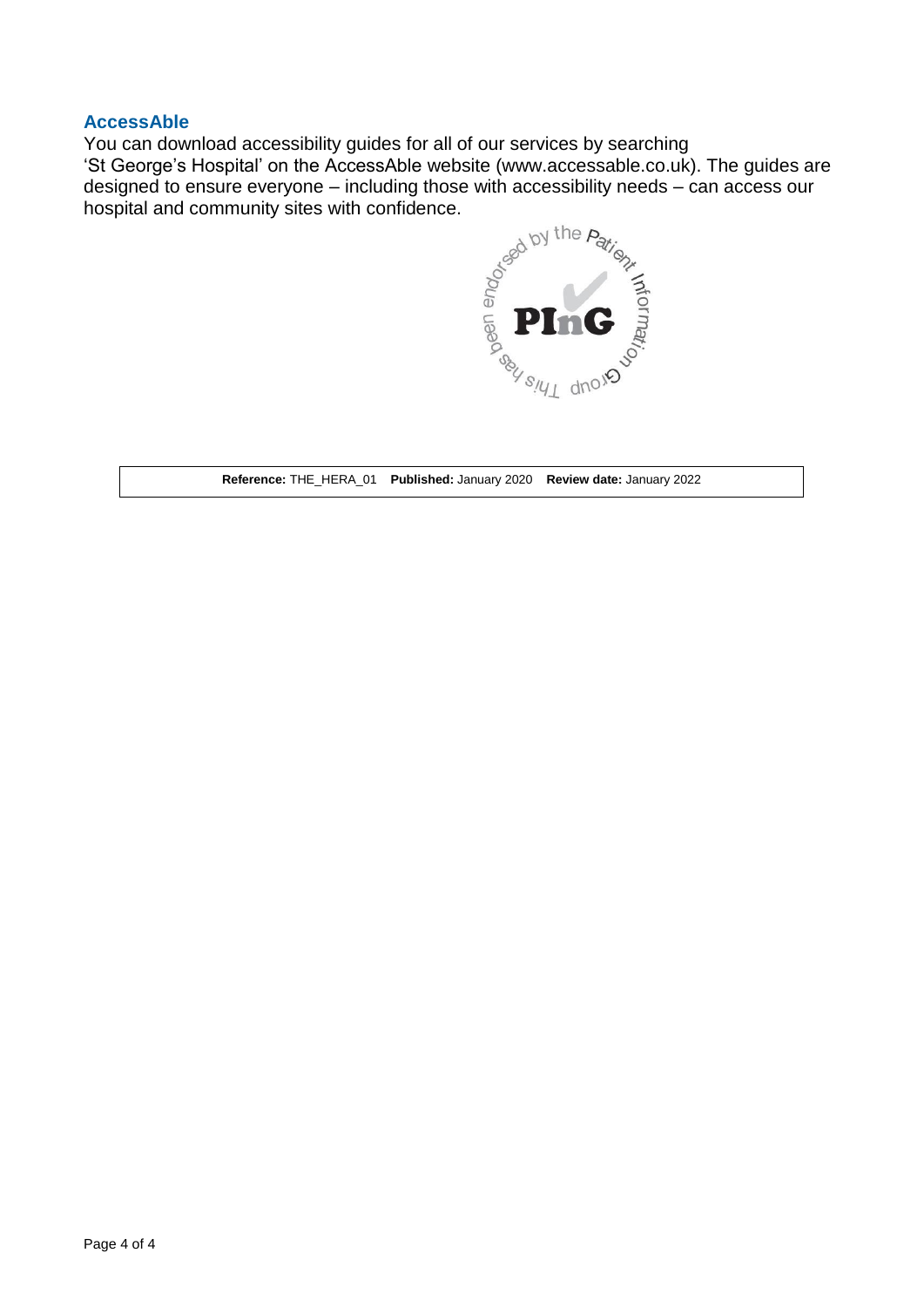## AccessAble

You can download accessibility guides for all of our services by searching 'St George's Hospital' on the AccessAble website (www.accessable.co.uk). The guides are designed to ensure everyone – including those with accessibility needs – can access our hospital and community sites with confidence.

This has been endorsed by the Patient Information Group

PInG

**Reference:** THE_HERA_01 **Published:** January 2020 **Review date:** January 2022